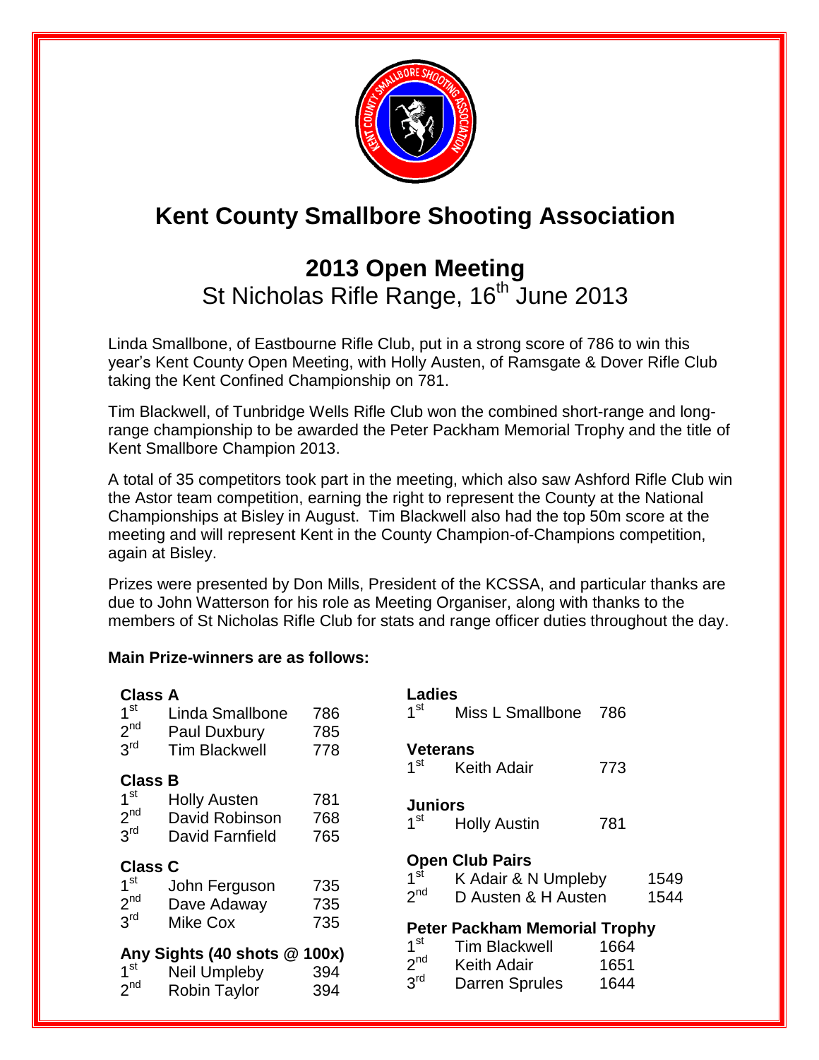# Kent County Smallbore Shooting Association

## 2013 Open Meeting

St Nicholas Rifle Range, 16th June 2013

Linda Smallbone, of Eastbourne Rifle Club, put in a strong score of 786 to win this year's Kent County Open Meeting, with Holly Austen, of Ramsgate & Dover Rifle Club taking the Kent Confined Championship on 781.

Tim Blackwell, of Tunbridge Wells Rifle Club won the combined short-range and long-range championship to be awarded the Peter Packham Memorial Trophy and the title of Kent Smallbore Champion 2013.

A total of 35 competitors took part in the meeting, which also saw Ashford Rifle Club win the Astor team competition, earning the right to represent the County at the National Championships at Bisley in August. Tim Blackwell also had the top 50m score at the meeting and will represent Kent in the County Champion-of-Champions competition, again at Bisley.

Prizes were presented by Don Mills, President of the KCSSA, and particular thanks are due to John Watterson for his role as Meeting Organiser, along with thanks to the members of St Nicholas Rifle Club for stats and range officer duties throughout the day.

**Main Prize-winners are as follows:**

**Class A**

| | | |
|---|---|---|
| 1st | Linda Smallbone | 786 |
| 2nd | Paul Duxbury | 785 |
| 3rd | Tim Blackwell | 778 |

**Class B**

| | | |
|---|---|---|
| 1st | Holly Austen | 781 |
| 2nd | David Robinson | 768 |
| 3rd | David Farnfield | 765 |

**Class C**

| | | |
|---|---|---|
| 1st | John Ferguson | 735 |
| 2nd | Dave Adaway | 735 |
| 3rd | Mike Cox | 735 |

**Any Sights (40 shots @ 100x)**

| | | |
|---|---|---|
| 1st | Neil Umpleby | 394 |
| 2nd | Robin Taylor | 394 |

**Ladies**

| | | |
|---|---|---|
| 1st | Miss L Smallbone | 786 |

**Veterans**

| | | |
|---|---|---|
| 1st | Keith Adair | 773 |

**Juniors**

| | | |
|---|---|---|
| 1st | Holly Austin | 781 |

**Open Club Pairs**

| | | |
|---|---|---|
| 1st | K Adair & N Umpleby | 1549 |
| 2nd | D Austen & H Austen | 1544 |

**Peter Packham Memorial Trophy**

| | | |
|---|---|---|
| 1st | Tim Blackwell | 1664 |
| 2nd | Keith Adair | 1651 |
| 3rd | Darren Sprules | 1644 |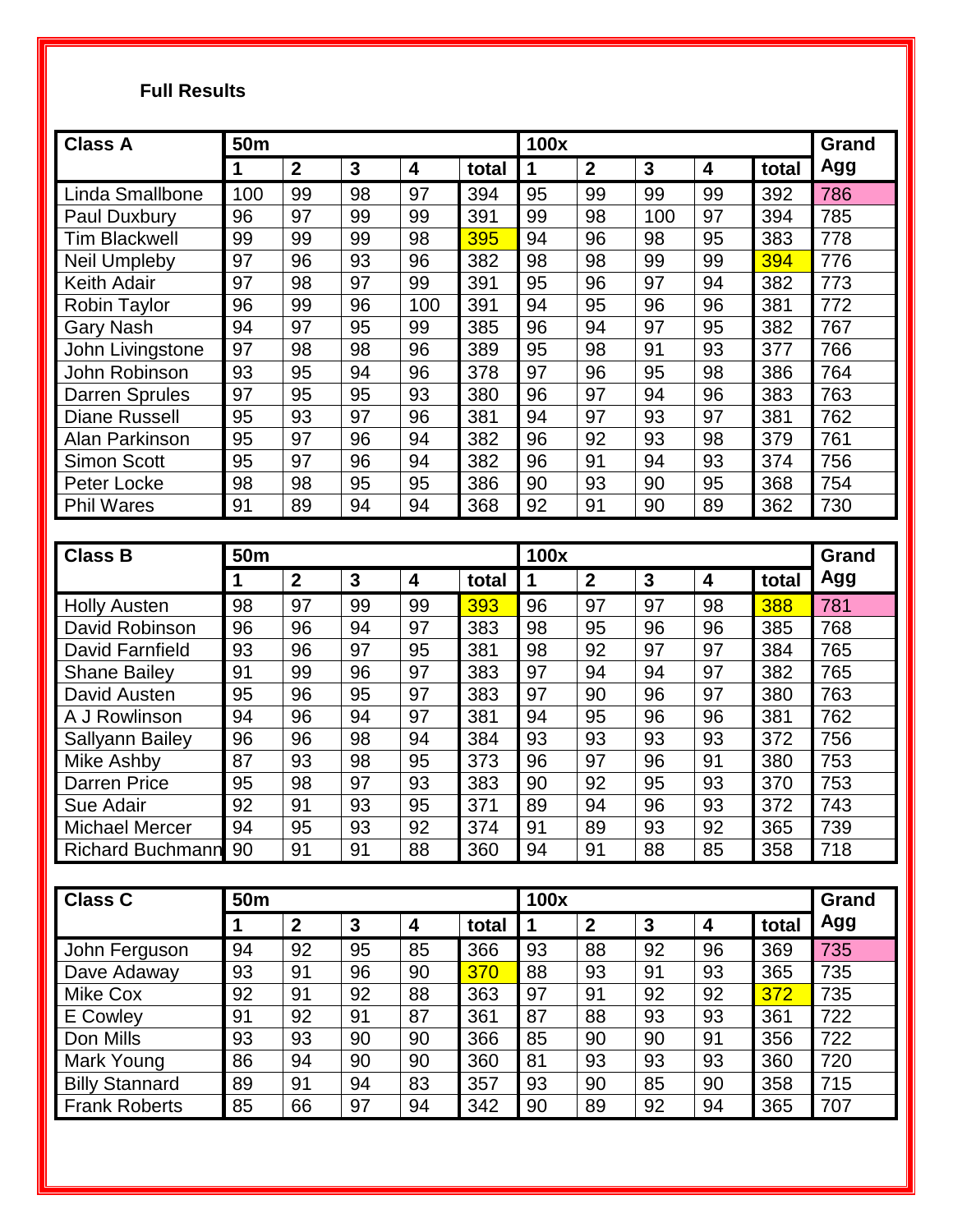**Full Results**

| Class A | 50m | | | | | 100x | | | | | Grand Agg |
|---|---|---|---|---|---|---|---|---|---|---|---|
| | 1 | 2 | 3 | 4 | total | 1 | 2 | 3 | 4 | total | |
| Linda Smallbone | 100 | 99 | 98 | 97 | 394 | 95 | 99 | 99 | 99 | 392 | 786 |
| Paul Duxbury | 96 | 97 | 99 | 99 | 391 | 99 | 98 | 100 | 97 | 394 | 785 |
| Tim Blackwell | 99 | 99 | 99 | 98 | 395 | 94 | 96 | 98 | 95 | 383 | 778 |
| Neil Umpleby | 97 | 96 | 93 | 96 | 382 | 98 | 98 | 99 | 99 | 394 | 776 |
| Keith Adair | 97 | 98 | 97 | 99 | 391 | 95 | 96 | 97 | 94 | 382 | 773 |
| Robin Taylor | 96 | 99 | 96 | 100 | 391 | 94 | 95 | 96 | 96 | 381 | 772 |
| Gary Nash | 94 | 97 | 95 | 99 | 385 | 96 | 94 | 97 | 95 | 382 | 767 |
| John Livingstone | 97 | 98 | 98 | 96 | 389 | 95 | 98 | 91 | 93 | 377 | 766 |
| John Robinson | 93 | 95 | 94 | 96 | 378 | 97 | 96 | 95 | 98 | 386 | 764 |
| Darren Sprules | 97 | 95 | 95 | 93 | 380 | 96 | 97 | 94 | 96 | 383 | 763 |
| Diane Russell | 95 | 93 | 97 | 96 | 381 | 94 | 97 | 93 | 97 | 381 | 762 |
| Alan Parkinson | 95 | 97 | 96 | 94 | 382 | 96 | 92 | 93 | 98 | 379 | 761 |
| Simon Scott | 95 | 97 | 96 | 94 | 382 | 96 | 91 | 94 | 93 | 374 | 756 |
| Peter Locke | 98 | 98 | 95 | 95 | 386 | 90 | 93 | 90 | 95 | 368 | 754 |
| Phil Wares | 91 | 89 | 94 | 94 | 368 | 92 | 91 | 90 | 89 | 362 | 730 |

| Class B | 50m | | | | | 100x | | | | | Grand Agg |
|---|---|---|---|---|---|---|---|---|---|---|---|
| | 1 | 2 | 3 | 4 | total | 1 | 2 | 3 | 4 | total | |
| Holly Austen | 98 | 97 | 99 | 99 | 393 | 96 | 97 | 97 | 98 | 388 | 781 |
| David Robinson | 96 | 96 | 94 | 97 | 383 | 98 | 95 | 96 | 96 | 385 | 768 |
| David Farnfield | 93 | 96 | 97 | 95 | 381 | 98 | 92 | 97 | 97 | 384 | 765 |
| Shane Bailey | 91 | 99 | 96 | 97 | 383 | 97 | 94 | 94 | 97 | 382 | 765 |
| David Austen | 95 | 96 | 95 | 97 | 383 | 97 | 90 | 96 | 97 | 380 | 763 |
| A J Rowlinson | 94 | 96 | 94 | 97 | 381 | 94 | 95 | 96 | 96 | 381 | 762 |
| Sallyann Bailey | 96 | 96 | 98 | 94 | 384 | 93 | 93 | 93 | 93 | 372 | 756 |
| Mike Ashby | 87 | 93 | 98 | 95 | 373 | 96 | 97 | 96 | 91 | 380 | 753 |
| Darren Price | 95 | 98 | 97 | 93 | 383 | 90 | 92 | 95 | 93 | 370 | 753 |
| Sue Adair | 92 | 91 | 93 | 95 | 371 | 89 | 94 | 96 | 93 | 372 | 743 |
| Michael Mercer | 94 | 95 | 93 | 92 | 374 | 91 | 89 | 93 | 92 | 365 | 739 |
| Richard Buchmann | 90 | 91 | 91 | 88 | 360 | 94 | 91 | 88 | 85 | 358 | 718 |

| Class C | 50m | | | | | 100x | | | | | Grand Agg |
|---|---|---|---|---|---|---|---|---|---|---|---|
| | 1 | 2 | 3 | 4 | total | 1 | 2 | 3 | 4 | total | |
| John Ferguson | 94 | 92 | 95 | 85 | 366 | 93 | 88 | 92 | 96 | 369 | 735 |
| Dave Adaway | 93 | 91 | 96 | 90 | 370 | 88 | 93 | 91 | 93 | 365 | 735 |
| Mike Cox | 92 | 91 | 92 | 88 | 363 | 97 | 91 | 92 | 92 | 372 | 735 |
| E Cowley | 91 | 92 | 91 | 87 | 361 | 87 | 88 | 93 | 93 | 361 | 722 |
| Don Mills | 93 | 93 | 90 | 90 | 366 | 85 | 90 | 90 | 91 | 356 | 722 |
| Mark Young | 86 | 94 | 90 | 90 | 360 | 81 | 93 | 93 | 93 | 360 | 720 |
| Billy Stannard | 89 | 91 | 94 | 83 | 357 | 93 | 90 | 85 | 90 | 358 | 715 |
| Frank Roberts | 85 | 66 | 97 | 94 | 342 | 90 | 89 | 92 | 94 | 365 | 707 |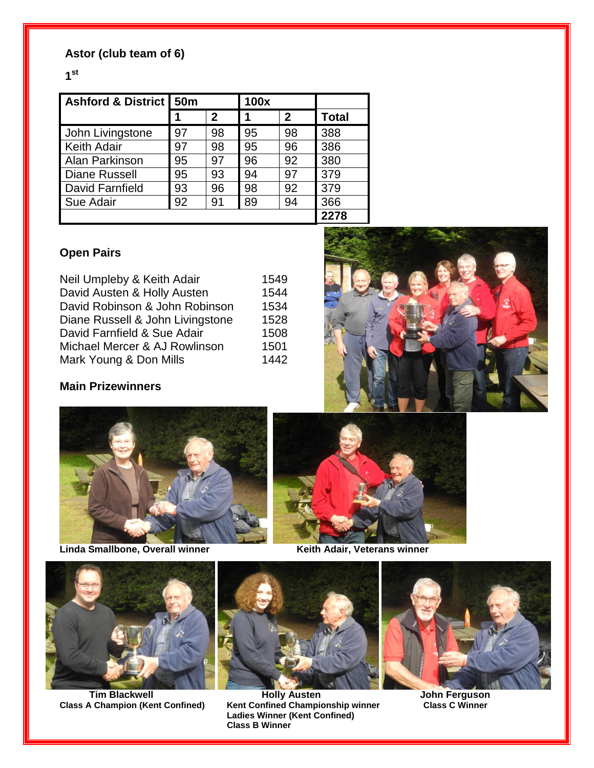**Astor (club team of 6)**

**1st**

| Ashford & District | 50m | | 100x | | |
|---|---|---|---|---|---|
| | 1 | 2 | 1 | 2 | Total |
| John Livingstone | 97 | 98 | 95 | 98 | 388 |
| Keith Adair | 97 | 98 | 95 | 96 | 386 |
| Alan Parkinson | 95 | 97 | 96 | 92 | 380 |
| Diane Russell | 95 | 93 | 94 | 97 | 379 |
| David Farnfield | 93 | 96 | 98 | 92 | 379 |
| Sue Adair | 92 | 91 | 89 | 94 | 366 |
| | | | | | **2278** |

**Open Pairs**

| | |
|---|---|
| Neil Umpleby & Keith Adair | 1549 |
| David Austen & Holly Austen | 1544 |
| David Robinson & John Robinson | 1534 |
| Diane Russell & John Livingstone | 1528 |
| David Farnfield & Sue Adair | 1508 |
| Michael Mercer & AJ Rowlinson | 1501 |
| Mark Young & Don Mills | 1442 |

**Main Prizewinners**

**Linda Smallbone, Overall winner**

**Keith Adair, Veterans winner**

**Tim Blackwell**
**Class A Champion (Kent Confined)**

**Holly Austen**
**Kent Confined Championship winner**
**Ladies Winner (Kent Confined)**
**Class B Winner**

**John Ferguson**
**Class C Winner**